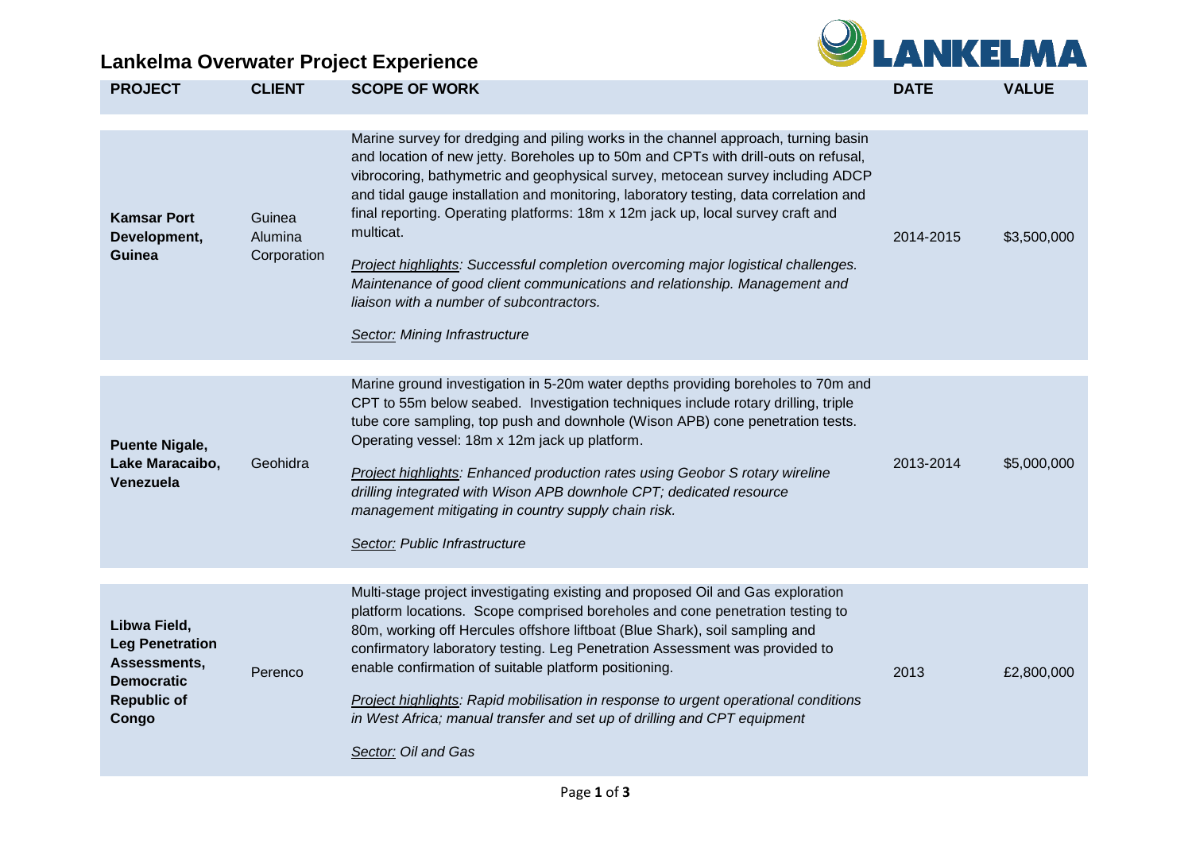# Lankelma Overwater Project Experience

| PROJECT | CLIENT | SCOPE OF WORK | DATE | VALUE |
|---|---|---|---|---|
| **Kamsar Port Development, Guinea** | Guinea Alumina Corporation | Marine survey for dredging and piling works in the channel approach, turning basin and location of new jetty. Boreholes up to 50m and CPTs with drill-outs on refusal, vibrocoring, bathymetric and geophysical survey, metocean survey including ADCP and tidal gauge installation and monitoring, laboratory testing, data correlation and final reporting. Operating platforms: 18m x 12m jack up, local survey craft and multicat. <br><br> *Project highlights: Successful completion overcoming major logistical challenges. Maintenance of good client communications and relationship. Management and liaison with a number of subcontractors.* <br><br> *Sector: Mining Infrastructure* | 2014-2015 | $3,500,000 |
| **Puente Nigale, Lake Maracaibo, Venezuela** | Geohidra | Marine ground investigation in 5-20m water depths providing boreholes to 70m and CPT to 55m below seabed. Investigation techniques include rotary drilling, triple tube core sampling, top push and downhole (Wison APB) cone penetration tests. Operating vessel: 18m x 12m jack up platform. <br><br> *Project highlights: Enhanced production rates using Geobor S rotary wireline drilling integrated with Wison APB downhole CPT; dedicated resource management mitigating in country supply chain risk.* <br><br> *Sector: Public Infrastructure* | 2013-2014 | $5,000,000 |
| **Libwa Field, Leg Penetration Assessments, Democratic Republic of Congo** | Perenco | Multi-stage project investigating existing and proposed Oil and Gas exploration platform locations. Scope comprised boreholes and cone penetration testing to 80m, working off Hercules offshore liftboat (Blue Shark), soil sampling and confirmatory laboratory testing. Leg Penetration Assessment was provided to enable confirmation of suitable platform positioning. <br><br> *Project highlights: Rapid mobilisation in response to urgent operational conditions in West Africa; manual transfer and set up of drilling and CPT equipment* <br><br> *Sector: Oil and Gas* | 2013 | £2,800,000 |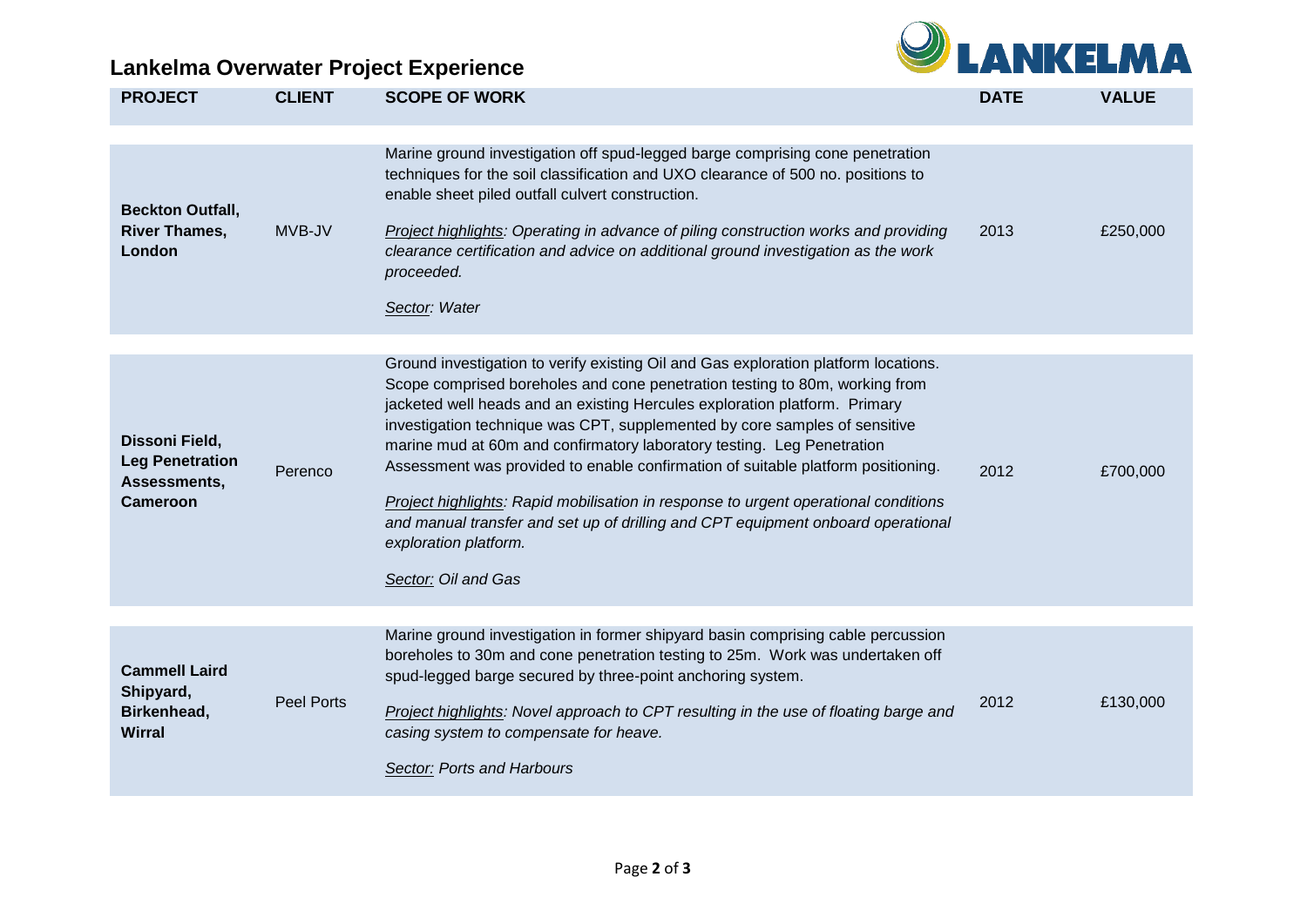# Lankelma Overwater Project Experience

| PROJECT | CLIENT | SCOPE OF WORK | DATE | VALUE |
|---|---|---|---|---|
| **Beckton Outfall, River Thames, London** | MVB-JV | Marine ground investigation off spud-legged barge comprising cone penetration techniques for the soil classification and UXO clearance of 500 no. positions to enable sheet piled outfall culvert construction.<br><br>*Project highlights: Operating in advance of piling construction works and providing clearance certification and advice on additional ground investigation as the work proceeded.*<br><br>*Sector: Water* | 2013 | £250,000 |
| **Dissoni Field, Leg Penetration Assessments, Cameroon** | Perenco | Ground investigation to verify existing Oil and Gas exploration platform locations. Scope comprised boreholes and cone penetration testing to 80m, working from jacketed well heads and an existing Hercules exploration platform. Primary investigation technique was CPT, supplemented by core samples of sensitive marine mud at 60m and confirmatory laboratory testing. Leg Penetration Assessment was provided to enable confirmation of suitable platform positioning.<br><br>*Project highlights: Rapid mobilisation in response to urgent operational conditions and manual transfer and set up of drilling and CPT equipment onboard operational exploration platform.*<br><br>*Sector: Oil and Gas* | 2012 | £700,000 |
| **Cammell Laird Shipyard, Birkenhead, Wirral** | Peel Ports | Marine ground investigation in former shipyard basin comprising cable percussion boreholes to 30m and cone penetration testing to 25m. Work was undertaken off spud-legged barge secured by three-point anchoring system.<br><br>*Project highlights: Novel approach to CPT resulting in the use of floating barge and casing system to compensate for heave.*<br><br>*Sector: Ports and Harbours* | 2012 | £130,000 |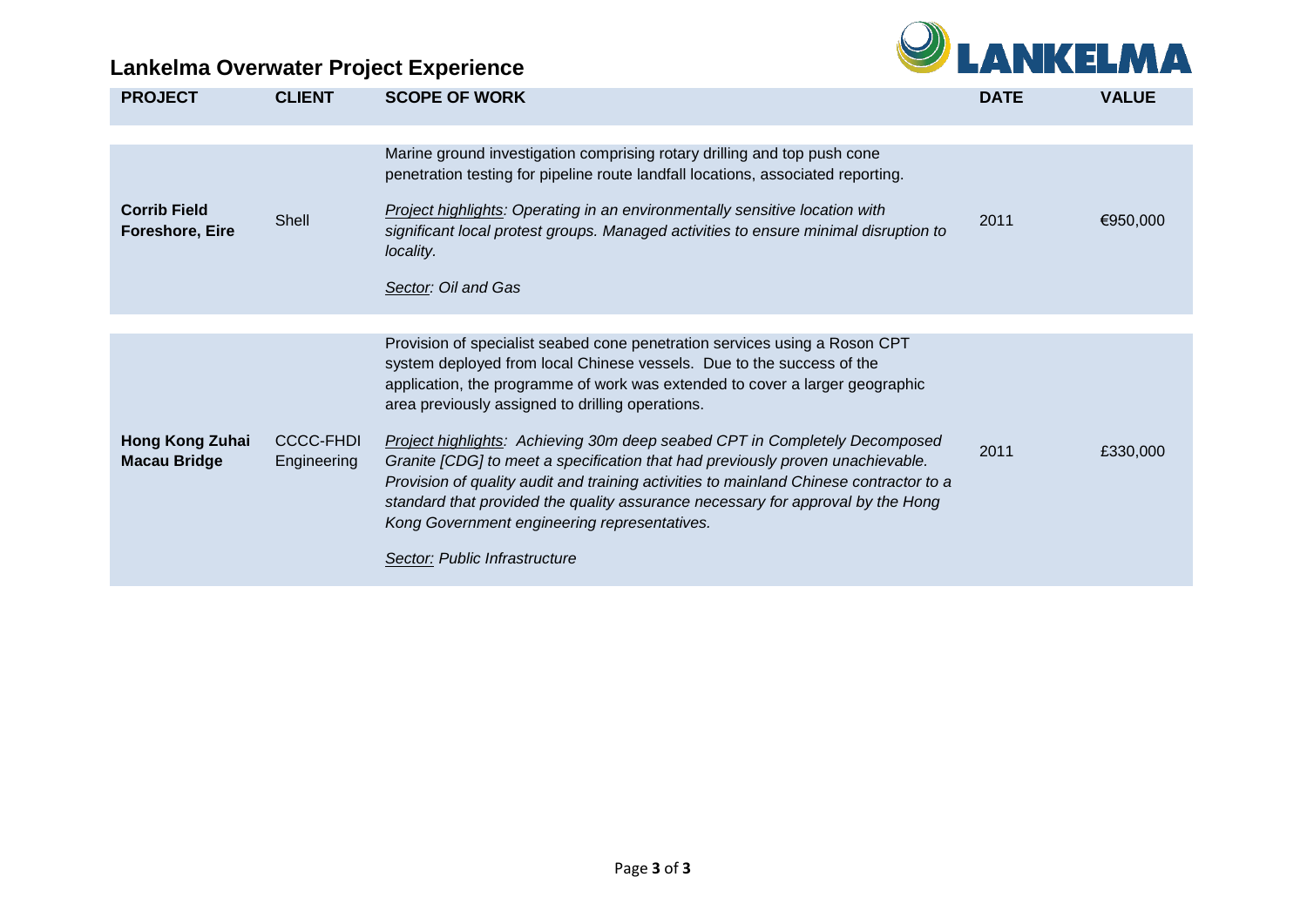# Lankelma Overwater Project Experience

| PROJECT | CLIENT | SCOPE OF WORK | DATE | VALUE |
|---|---|---|---|---|
| **Corrib Field Foreshore, Eire** | Shell | Marine ground investigation comprising rotary drilling and top push cone penetration testing for pipeline route landfall locations, associated reporting.<br><br>*Project highlights: Operating in an environmentally sensitive location with significant local protest groups. Managed activities to ensure minimal disruption to locality.*<br><br>*Sector: Oil and Gas* | 2011 | €950,000 |
| **Hong Kong Zuhai Macau Bridge** | CCCC-FHDI Engineering | Provision of specialist seabed cone penetration services using a Roson CPT system deployed from local Chinese vessels. Due to the success of the application, the programme of work was extended to cover a larger geographic area previously assigned to drilling operations.<br><br>*Project highlights: Achieving 30m deep seabed CPT in Completely Decomposed Granite [CDG] to meet a specification that had previously proven unachievable. Provision of quality audit and training activities to mainland Chinese contractor to a standard that provided the quality assurance necessary for approval by the Hong Kong Government engineering representatives.*<br><br>*Sector: Public Infrastructure* | 2011 | £330,000 |